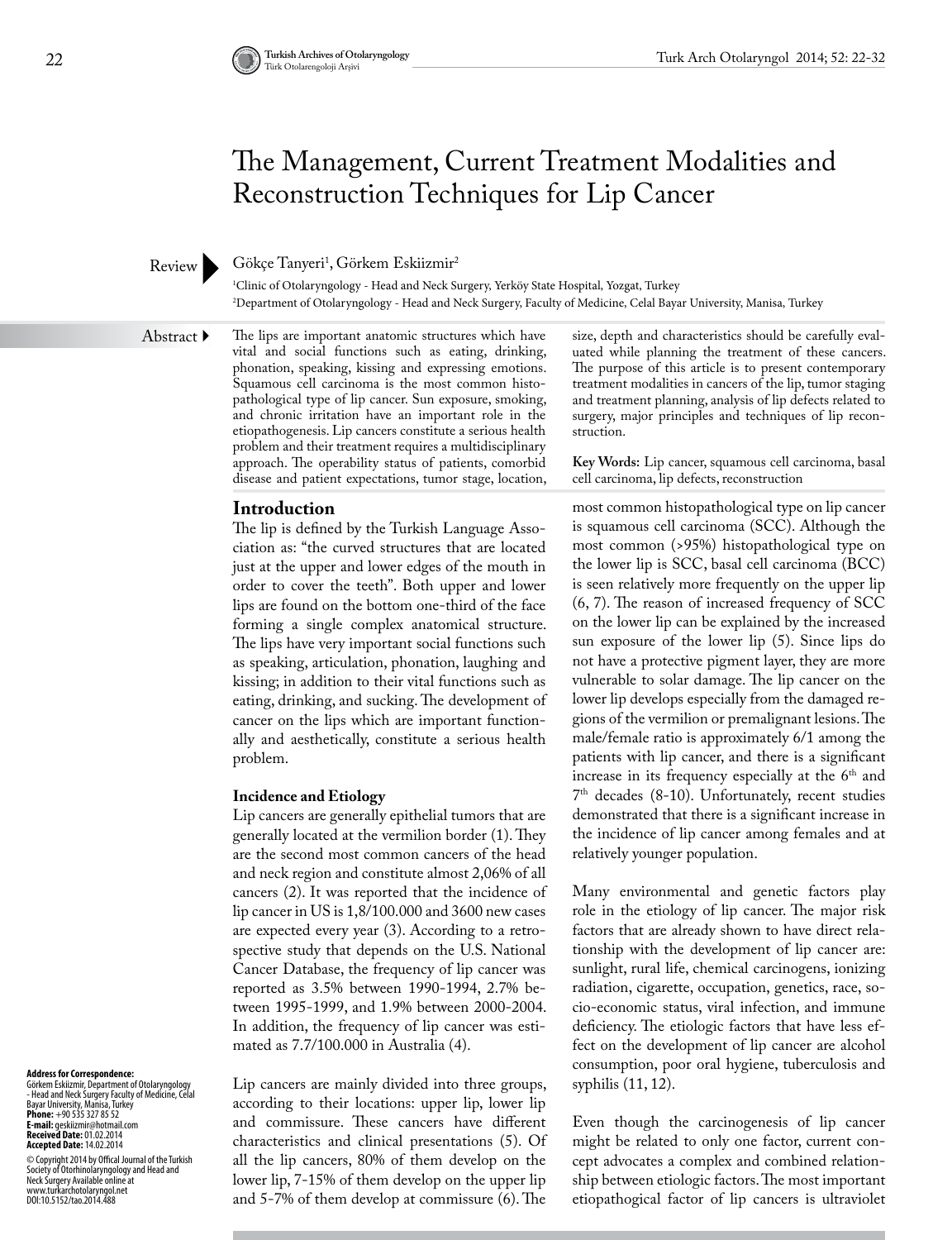# The Management, Current Treatment Modalities and Reconstruction Techniques for Lip Cancer

Review

Gökçe Tanyeri[1], Görkem Eskiizmir[2]

[1]Clinic of Otolaryngology - Head and Neck Surgery, Yerköy State Hospital, Yozgat, Turkey
[2]Department of Otolaryngology - Head and Neck Surgery, Faculty of Medicine, Celal Bayar University, Manisa, Turkey

**Abstract**

The lips are important anatomic structures which have vital and social functions such as eating, drinking, phonation, speaking, kissing and expressing emotions. Squamous cell carcinoma is the most common histopathological type of lip cancer. Sun exposure, smoking, and chronic irritation have an important role in the etiopathogenesis. Lip cancers constitute a serious health problem and their treatment requires a multidisciplinary approach. The operability status of patients, comorbid disease and patient expectations, tumor stage, location, size, depth and characteristics should be carefully evaluated while planning the treatment of these cancers. The purpose of this article is to present contemporary treatment modalities in cancers of the lip, tumor staging and treatment planning, analysis of lip defects related to surgery, major principles and techniques of lip reconstruction.

**Key Words:** Lip cancer, squamous cell carcinoma, basal cell carcinoma, lip defects, reconstruction

## Introduction

The lip is defined by the Turkish Language Association as: "the curved structures that are located just at the upper and lower edges of the mouth in order to cover the teeth". Both upper and lower lips are found on the bottom one-third of the face forming a single complex anatomical structure. The lips have very important social functions such as speaking, articulation, phonation, laughing and kissing; in addition to their vital functions such as eating, drinking, and sucking. The development of cancer on the lips which are important functionally and aesthetically, constitute a serious health problem.

### Incidence and Etiology

Lip cancers are generally epithelial tumors that are generally located at the vermilion border (1). They are the second most common cancers of the head and neck region and constitute almost 2,06% of all cancers (2). It was reported that the incidence of lip cancer in US is 1,8/100.000 and 3600 new cases are expected every year (3). According to a retrospective study that depends on the U.S. National Cancer Database, the frequency of lip cancer was reported as 3.5% between 1990-1994, 2.7% between 1995-1999, and 1.9% between 2000-2004. In addition, the frequency of lip cancer was estimated as 7.7/100.000 in Australia (4).

Lip cancers are mainly divided into three groups, according to their locations: upper lip, lower lip and commissure. These cancers have different characteristics and clinical presentations (5). Of all the lip cancers, 80% of them develop on the lower lip, 7-15% of them develop on the upper lip and 5-7% of them develop at commissure (6). The most common histopathological type on lip cancer is squamous cell carcinoma (SCC). Although the most common (>95%) histopathological type on the lower lip is SCC, basal cell carcinoma (BCC) is seen relatively more frequently on the upper lip (6, 7). The reason of increased frequency of SCC on the lower lip can be explained by the increased sun exposure of the lower lip (5). Since lips do not have a protective pigment layer, they are more vulnerable to solar damage. The lip cancer on the lower lip develops especially from the damaged regions of the vermilion or premalignant lesions. The male/female ratio is approximately 6/1 among the patients with lip cancer, and there is a significant increase in its frequency especially at the 6th and 7th decades (8-10). Unfortunately, recent studies demonstrated that there is a significant increase in the incidence of lip cancer among females and at relatively younger population.

Many environmental and genetic factors play role in the etiology of lip cancer. The major risk factors that are already shown to have direct relationship with the development of lip cancer are: sunlight, rural life, chemical carcinogens, ionizing radiation, cigarette, occupation, genetics, race, socio-economic status, viral infection, and immune deficiency. The etiologic factors that have less effect on the development of lip cancer are alcohol consumption, poor oral hygiene, tuberculosis and syphilis (11, 12).

Even though the carcinogenesis of lip cancer might be related to only one factor, current concept advocates a complex and combined relationship between etiologic factors. The most important etiopathogical factor of lip cancers is ultraviolet

**Address for Correspondence:**
Görkem Eskiizmir, Department of Otolaryngology - Head and Neck Surgery Faculty of Medicine, Celal Bayar University, Manisa, Turkey
**Phone:** +90 535 327 85 52
**E-mail:** geskiizmir@hotmail.com
**Received Date:** 01.02.2014
**Accepted Date:** 14.02.2014

© Copyright 2014 by Offical Journal of the Turkish Society of Otorhinolaryngology and Head and Neck Surgery Available online at www.turkarchotolaryngol.net
DOI:10.5152/tao.2014.488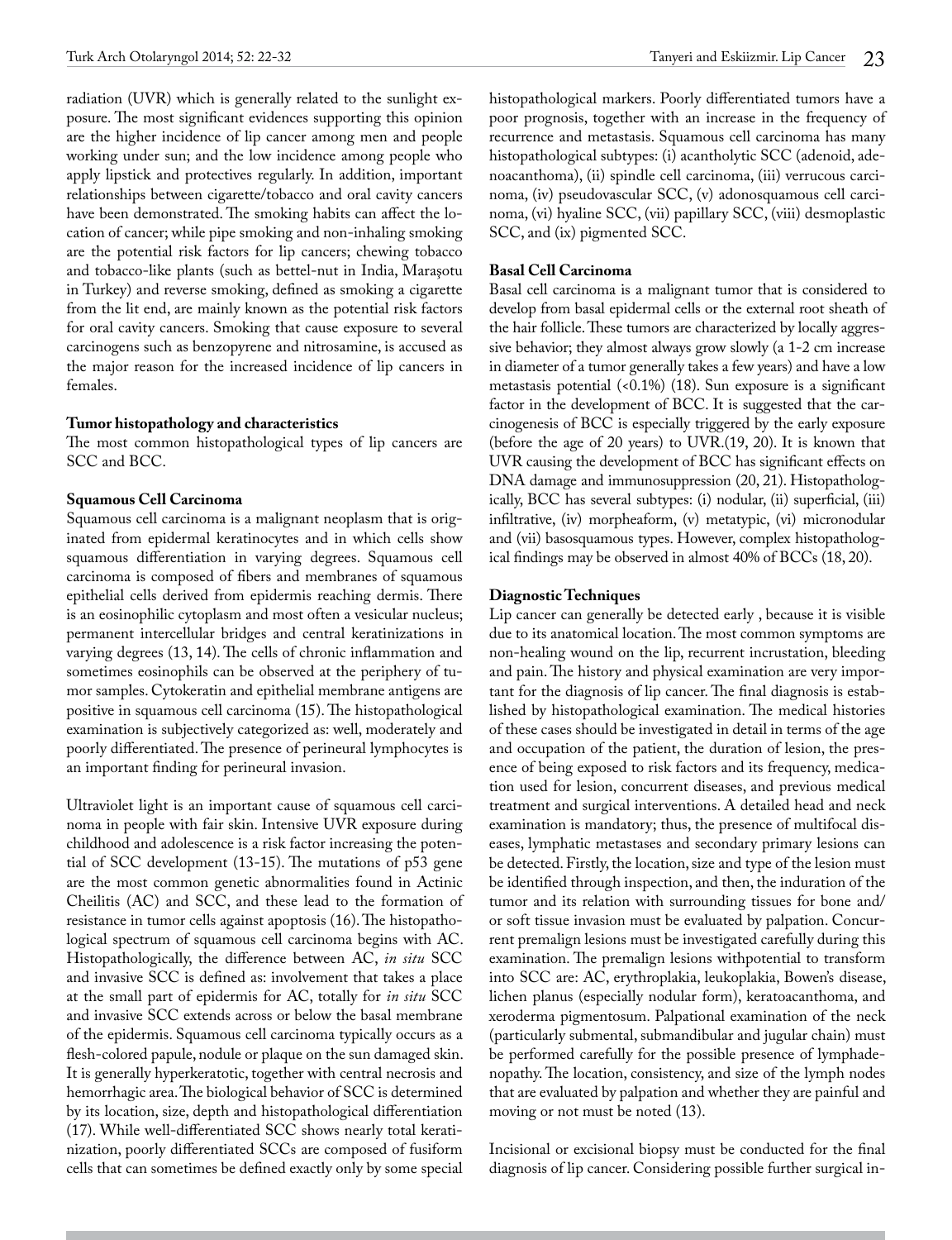radiation (UVR) which is generally related to the sunlight exposure. The most significant evidences supporting this opinion are the higher incidence of lip cancer among men and people working under sun; and the low incidence among people who apply lipstick and protectives regularly. In addition, important relationships between cigarette/tobacco and oral cavity cancers have been demonstrated. The smoking habits can affect the location of cancer; while pipe smoking and non-inhaling smoking are the potential risk factors for lip cancers; chewing tobacco and tobacco-like plants (such as bettel-nut in India, Maraşotu in Turkey) and reverse smoking, defined as smoking a cigarette from the lit end, are mainly known as the potential risk factors for oral cavity cancers. Smoking that cause exposure to several carcinogens such as benzopyrene and nitrosamine, is accused as the major reason for the increased incidence of lip cancers in females.

**Tumor histopathology and characteristics**

The most common histopathological types of lip cancers are SCC and BCC.

**Squamous Cell Carcinoma**

Squamous cell carcinoma is a malignant neoplasm that is originated from epidermal keratinocytes and in which cells show squamous differentiation in varying degrees. Squamous cell carcinoma is composed of fibers and membranes of squamous epithelial cells derived from epidermis reaching dermis. There is an eosinophilic cytoplasm and most often a vesicular nucleus; permanent intercellular bridges and central keratinizations in varying degrees (13, 14). The cells of chronic inflammation and sometimes eosinophils can be observed at the periphery of tumor samples. Cytokeratin and epithelial membrane antigens are positive in squamous cell carcinoma (15). The histopathological examination is subjectively categorized as: well, moderately and poorly differentiated. The presence of perineural lymphocytes is an important finding for perineural invasion.

Ultraviolet light is an important cause of squamous cell carcinoma in people with fair skin. Intensive UVR exposure during childhood and adolescence is a risk factor increasing the potential of SCC development (13-15). The mutations of p53 gene are the most common genetic abnormalities found in Actinic Cheilitis (AC) and SCC, and these lead to the formation of resistance in tumor cells against apoptosis (16). The histopathological spectrum of squamous cell carcinoma begins with AC. Histopathologically, the difference between AC, *in situ* SCC and invasive SCC is defined as: involvement that takes a place at the small part of epidermis for AC, totally for *in situ* SCC and invasive SCC extends across or below the basal membrane of the epidermis. Squamous cell carcinoma typically occurs as a flesh-colored papule, nodule or plaque on the sun damaged skin. It is generally hyperkeratotic, together with central necrosis and hemorrhagic area. The biological behavior of SCC is determined by its location, size, depth and histopathological differentiation (17). While well-differentiated SCC shows nearly total keratinization, poorly differentiated SCCs are composed of fusiform cells that can sometimes be defined exactly only by some special histopathological markers. Poorly differentiated tumors have a poor prognosis, together with an increase in the frequency of recurrence and metastasis. Squamous cell carcinoma has many histopathological subtypes: (i) acantholytic SCC (adenoid, adenoacanthoma), (ii) spindle cell carcinoma, (iii) verrucous carcinoma, (iv) pseudovascular SCC, (v) adonosquamous cell carcinoma, (vi) hyaline SCC, (vii) papillary SCC, (viii) desmoplastic SCC, and (ix) pigmented SCC.

**Basal Cell Carcinoma**

Basal cell carcinoma is a malignant tumor that is considered to develop from basal epidermal cells or the external root sheath of the hair follicle. These tumors are characterized by locally aggressive behavior; they almost always grow slowly (a 1-2 cm increase in diameter of a tumor generally takes a few years) and have a low metastasis potential (<0.1%) (18). Sun exposure is a significant factor in the development of BCC. It is suggested that the carcinogenesis of BCC is especially triggered by the early exposure (before the age of 20 years) to UVR.(19, 20). It is known that UVR causing the development of BCC has significant effects on DNA damage and immunosuppression (20, 21). Histopathologically, BCC has several subtypes: (i) nodular, (ii) superficial, (iii) infiltrative, (iv) morpheaform, (v) metatypic, (vi) micronodular and (vii) basosquamous types. However, complex histopathological findings may be observed in almost 40% of BCCs (18, 20).

**Diagnostic Techniques**

Lip cancer can generally be detected early , because it is visible due to its anatomical location. The most common symptoms are non-healing wound on the lip, recurrent incrustation, bleeding and pain. The history and physical examination are very important for the diagnosis of lip cancer. The final diagnosis is established by histopathological examination. The medical histories of these cases should be investigated in detail in terms of the age and occupation of the patient, the duration of lesion, the presence of being exposed to risk factors and its frequency, medication used for lesion, concurrent diseases, and previous medical treatment and surgical interventions. A detailed head and neck examination is mandatory; thus, the presence of multifocal diseases, lymphatic metastases and secondary primary lesions can be detected. Firstly, the location, size and type of the lesion must be identified through inspection, and then, the induration of the tumor and its relation with surrounding tissues for bone and/or soft tissue invasion must be evaluated by palpation. Concurrent premalign lesions must be investigated carefully during this examination. The premalign lesions withpotential to transform into SCC are: AC, erythroplakia, leukoplakia, Bowen's disease, lichen planus (especially nodular form), keratoacanthoma, and xeroderma pigmentosum. Palpational examination of the neck (particularly submental, submandibular and jugular chain) must be performed carefully for the possible presence of lymphadenopathy. The location, consistency, and size of the lymph nodes that are evaluated by palpation and whether they are painful and moving or not must be noted (13).

Incisional or excisional biopsy must be conducted for the final diagnosis of lip cancer. Considering possible further surgical in-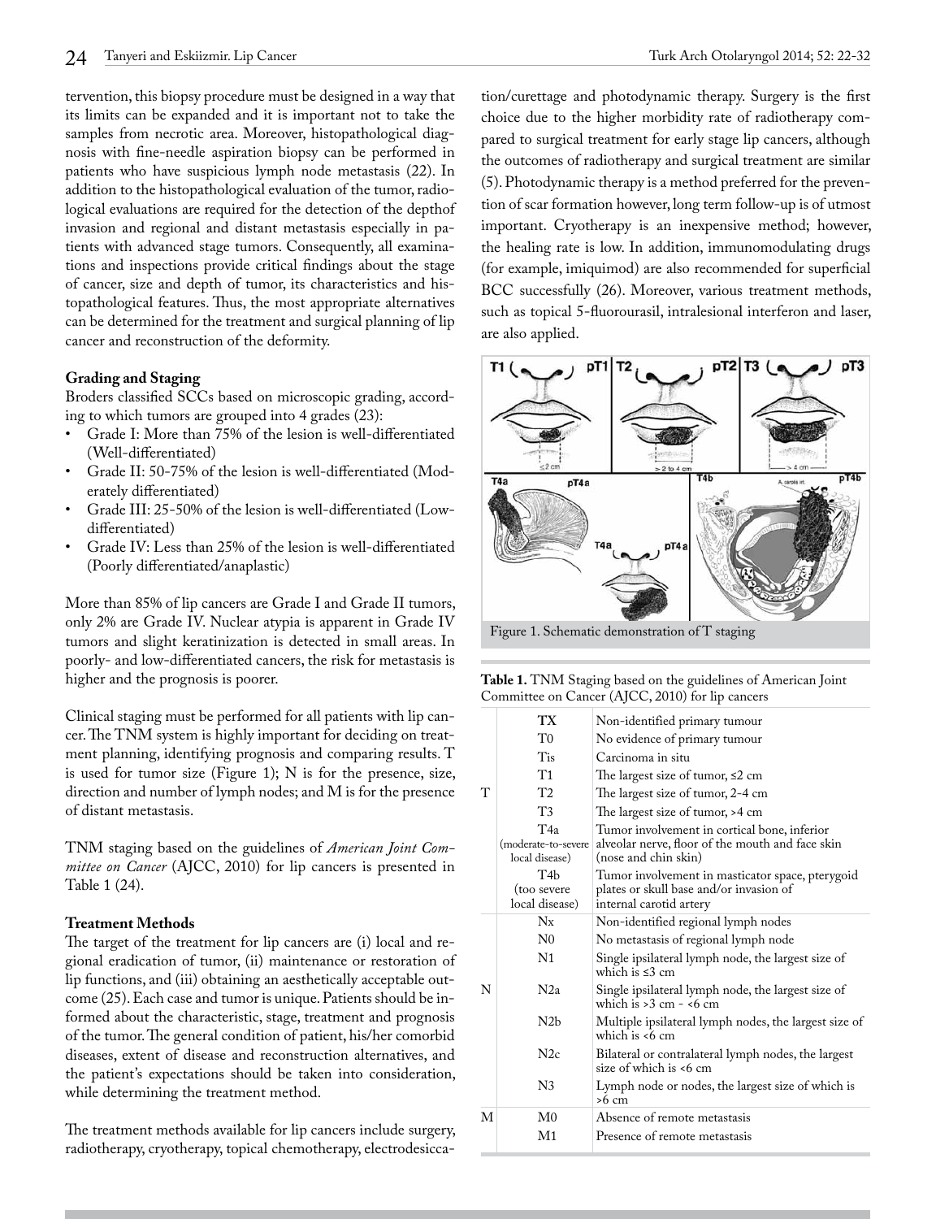tervention, this biopsy procedure must be designed in a way that its limits can be expanded and it is important not to take the samples from necrotic area. Moreover, histopathological diagnosis with fine-needle aspiration biopsy can be performed in patients who have suspicious lymph node metastasis (22). In addition to the histopathological evaluation of the tumor, radiological evaluations are required for the detection of the depthof invasion and regional and distant metastasis especially in patients with advanced stage tumors. Consequently, all examinations and inspections provide critical findings about the stage of cancer, size and depth of tumor, its characteristics and histopathological features. Thus, the most appropriate alternatives can be determined for the treatment and surgical planning of lip cancer and reconstruction of the deformity.

**Grading and Staging**

Broders classified SCCs based on microscopic grading, according to which tumors are grouped into 4 grades (23):

- Grade I: More than 75% of the lesion is well-differentiated (Well-differentiated)
- Grade II: 50-75% of the lesion is well-differentiated (Moderately differentiated)
- Grade III: 25-50% of the lesion is well-differentiated (Low-differentiated)
- Grade IV: Less than 25% of the lesion is well-differentiated (Poorly differentiated/anaplastic)

More than 85% of lip cancers are Grade I and Grade II tumors, only 2% are Grade IV. Nuclear atypia is apparent in Grade IV tumors and slight keratinization is detected in small areas. In poorly- and low-differentiated cancers, the risk for metastasis is higher and the prognosis is poorer.

Clinical staging must be performed for all patients with lip cancer. The TNM system is highly important for deciding on treatment planning, identifying prognosis and comparing results. T is used for tumor size (Figure 1); N is for the presence, size, direction and number of lymph nodes; and M is for the presence of distant metastasis.

TNM staging based on the guidelines of *American Joint Committee on Cancer* (AJCC, 2010) for lip cancers is presented in Table 1 (24).

**Treatment Methods**

The target of the treatment for lip cancers are (i) local and regional eradication of tumor, (ii) maintenance or restoration of lip functions, and (iii) obtaining an aesthetically acceptable outcome (25). Each case and tumor is unique. Patients should be informed about the characteristic, stage, treatment and prognosis of the tumor. The general condition of patient, his/her comorbid diseases, extent of disease and reconstruction alternatives, and the patient's expectations should be taken into consideration, while determining the treatment method.

The treatment methods available for lip cancers include surgery, radiotherapy, cryotherapy, topical chemotherapy, electrodesiccation/curettage and photodynamic therapy. Surgery is the first choice due to the higher morbidity rate of radiotherapy compared to surgical treatment for early stage lip cancers, although the outcomes of radiotherapy and surgical treatment are similar (5). Photodynamic therapy is a method preferred for the prevention of scar formation however, long term follow-up is of utmost important. Cryotherapy is an inexpensive method; however, the healing rate is low. In addition, immunomodulating drugs (for example, imiquimod) are also recommended for superficial BCC successfully (26). Moreover, various treatment methods, such as topical 5-fluorourasil, intralesional interferon and laser, are also applied.

Figure 1. Schematic demonstration of T staging

**Table 1.** TNM Staging based on the guidelines of American Joint Committee on Cancer (AJCC, 2010) for lip cancers

| | | |
|---|---|---|
| T | TX | Non-identified primary tumour |
| | T0 | No evidence of primary tumour |
| | Tis | Carcinoma in situ |
| | T1 | The largest size of tumor, ≤2 cm |
| | T2 | The largest size of tumor, 2-4 cm |
| | T3 | The largest size of tumor, >4 cm |
| | T4a (moderate-to-severe local disease) | Tumor involvement in cortical bone, inferior alveolar nerve, floor of the mouth and face skin (nose and chin skin) |
| | T4b (too severe local disease) | Tumor involvement in masticator space, pterygoid plates or skull base and/or invasion of internal carotid artery |
| N | Nx | Non-identified regional lymph nodes |
| | N0 | No metastasis of regional lymph node |
| | N1 | Single ipsilateral lymph node, the largest size of which is ≤3 cm |
| | N2a | Single ipsilateral lymph node, the largest size of which is >3 cm - <6 cm |
| | N2b | Multiple ipsilateral lymph nodes, the largest size of which is <6 cm |
| | N2c | Bilateral or contralateral lymph nodes, the largest size of which is <6 cm |
| | N3 | Lymph node or nodes, the largest size of which is >6 cm |
| M | M0 | Absence of remote metastasis |
| | M1 | Presence of remote metastasis |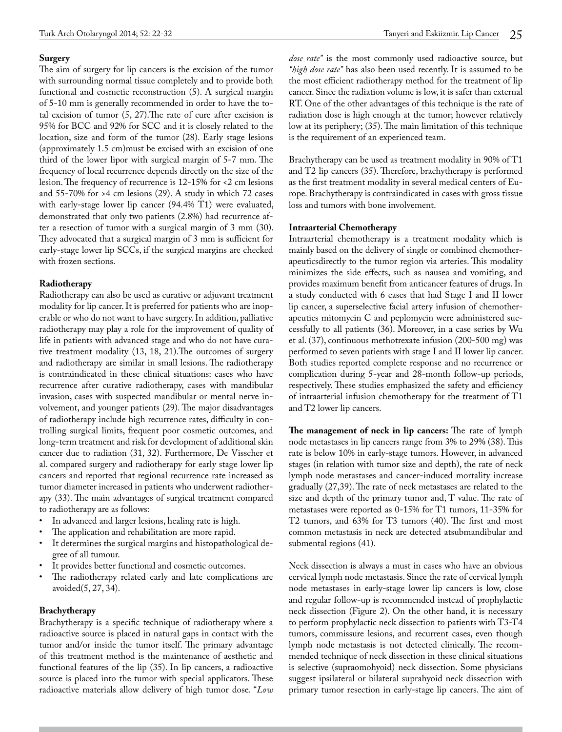### Surgery

The aim of surgery for lip cancers is the excision of the tumor with surrounding normal tissue completely and to provide both functional and cosmetic reconstruction (5). A surgical margin of 5-10 mm is generally recommended in order to have the total excision of tumor (5, 27).The rate of cure after excision is 95% for BCC and 92% for SCC and it is closely related to the location, size and form of the tumor (28). Early stage lesions (approximately 1.5 cm)must be excised with an excision of one third of the lower lipor with surgical margin of 5-7 mm. The frequency of local recurrence depends directly on the size of the lesion. The frequency of recurrence is 12-15% for <2 cm lesions and 55-70% for >4 cm lesions (29). A study in which 72 cases with early-stage lower lip cancer (94.4% T1) were evaluated, demonstrated that only two patients (2.8%) had recurrence after a resection of tumor with a surgical margin of 3 mm (30). They advocated that a surgical margin of 3 mm is sufficient for early-stage lower lip SCCs, if the surgical margins are checked with frozen sections.

### Radiotherapy

Radiotherapy can also be used as curative or adjuvant treatment modality for lip cancer. It is preferred for patients who are inoperable or who do not want to have surgery. In addition, palliative radiotherapy may play a role for the improvement of quality of life in patients with advanced stage and who do not have curative treatment modality (13, 18, 21).The outcomes of surgery and radiotherapy are similar in small lesions. The radiotherapy is contraindicated in these clinical situations: cases who have recurrence after curative radiotherapy, cases with mandibular invasion, cases with suspected mandibular or mental nerve involvement, and younger patients (29). The major disadvantages of radiotherapy include high recurrence rates, difficulty in controlling surgical limits, frequent poor cosmetic outcomes, and long-term treatment and risk for development of additional skin cancer due to radiation (31, 32). Furthermore, De Visscher et al. compared surgery and radiotherapy for early stage lower lip cancers and reported that regional recurrence rate increased as tumor diameter increased in patients who underwent radiotherapy (33). The main advantages of surgical treatment compared to radiotherapy are as follows:

- In advanced and larger lesions, healing rate is high.
- The application and rehabilitation are more rapid.
- It determines the surgical margins and histopathological degree of all tumour.
- It provides better functional and cosmetic outcomes.
- The radiotherapy related early and late complications are avoided(5, 27, 34).

### Brachytherapy

Brachytherapy is a specific technique of radiotherapy where a radioactive source is placed in natural gaps in contact with the tumor and/or inside the tumor itself. The primary advantage of this treatment method is the maintenance of aesthetic and functional features of the lip (35). In lip cancers, a radioactive source is placed into the tumor with special applicators. These radioactive materials allow delivery of high tumor dose. "*Low dose rate*" is the most commonly used radioactive source, but *"high dose rate"* has also been used recently. It is assumed to be the most efficient radiotherapy method for the treatment of lip cancer. Since the radiation volume is low, it is safer than external RT. One of the other advantages of this technique is the rate of radiation dose is high enough at the tumor; however relatively low at its periphery; (35). The main limitation of this technique is the requirement of an experienced team.

Brachytherapy can be used as treatment modality in 90% of T1 and T2 lip cancers (35). Therefore, brachytherapy is performed as the first treatment modality in several medical centers of Europe. Brachytherapy is contraindicated in cases with gross tissue loss and tumors with bone involvement.

### Intraarterial Chemotherapy

Intraarterial chemotherapy is a treatment modality which is mainly based on the delivery of single or combined chemotherapeuticsdirectly to the tumor region via arteries. This modality minimizes the side effects, such as nausea and vomiting, and provides maximum benefit from anticancer features of drugs. In a study conducted with 6 cases that had Stage I and II lower lip cancer, a superselective facial artery infusion of chemotherapeutics mitomycin C and peplomycin were administered successfully to all patients (36). Moreover, in a case series by Wu et al. (37), continuous methotrexate infusion (200-500 mg) was performed to seven patients with stage I and II lower lip cancer. Both studies reported complete response and no recurrence or complication during 5-year and 28-month follow-up periods, respectively. These studies emphasized the safety and efficiency of intraarterial infusion chemotherapy for the treatment of T1 and T2 lower lip cancers.

**The management of neck in lip cancers:** The rate of lymph node metastases in lip cancers range from 3% to 29% (38). This rate is below 10% in early-stage tumors. However, in advanced stages (in relation with tumor size and depth), the rate of neck lymph node metastases and cancer-induced mortality increase gradually (27,39). The rate of neck metastases are related to the size and depth of the primary tumor and, T value. The rate of metastases were reported as 0-15% for T1 tumors, 11-35% for T2 tumors, and 63% for T3 tumors (40). The first and most common metastasis in neck are detected atsubmandibular and submental regions (41).

Neck dissection is always a must in cases who have an obvious cervical lymph node metastasis. Since the rate of cervical lymph node metastases in early-stage lower lip cancers is low, close and regular follow-up is recommended instead of prophylactic neck dissection (Figure 2). On the other hand, it is necessary to perform prophylactic neck dissection to patients with T3-T4 tumors, commissure lesions, and recurrent cases, even though lymph node metastasis is not detected clinically. The recommended technique of neck dissection in these clinical situations is selective (supraomohyoid) neck dissection. Some physicians suggest ipsilateral or bilateral suprahyoid neck dissection with primary tumor resection in early-stage lip cancers. The aim of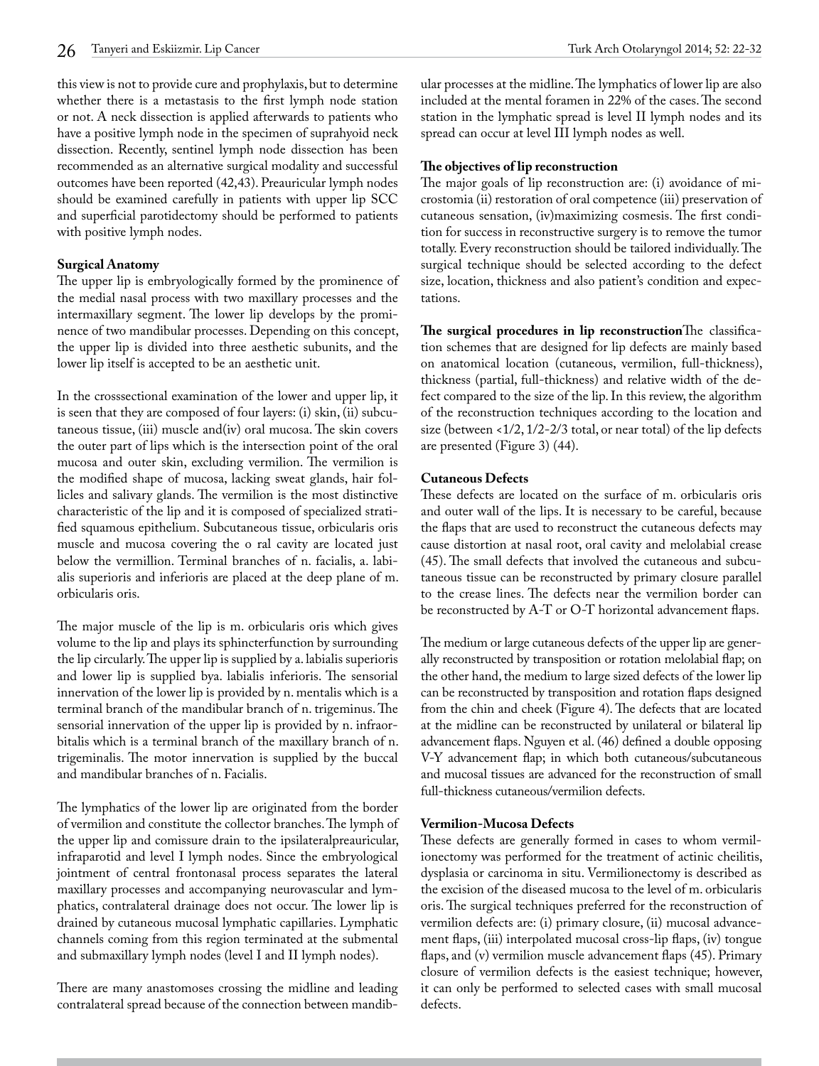this view is not to provide cure and prophylaxis, but to determine whether there is a metastasis to the first lymph node station or not. A neck dissection is applied afterwards to patients who have a positive lymph node in the specimen of suprahyoid neck dissection. Recently, sentinel lymph node dissection has been recommended as an alternative surgical modality and successful outcomes have been reported (42,43). Preauricular lymph nodes should be examined carefully in patients with upper lip SCC and superficial parotidectomy should be performed to patients with positive lymph nodes.

**Surgical Anatomy**

The upper lip is embryologically formed by the prominence of the medial nasal process with two maxillary processes and the intermaxillary segment. The lower lip develops by the prominence of two mandibular processes. Depending on this concept, the upper lip is divided into three aesthetic subunits, and the lower lip itself is accepted to be an aesthetic unit.

In the crosssectional examination of the lower and upper lip, it is seen that they are composed of four layers: (i) skin, (ii) subcutaneous tissue, (iii) muscle and(iv) oral mucosa. The skin covers the outer part of lips which is the intersection point of the oral mucosa and outer skin, excluding vermilion. The vermilion is the modified shape of mucosa, lacking sweat glands, hair follicles and salivary glands. The vermilion is the most distinctive characteristic of the lip and it is composed of specialized stratified squamous epithelium. Subcutaneous tissue, orbicularis oris muscle and mucosa covering the o ral cavity are located just below the vermillion. Terminal branches of n. facialis, a. labialis superioris and inferioris are placed at the deep plane of m. orbicularis oris.

The major muscle of the lip is m. orbicularis oris which gives volume to the lip and plays its sphincterfunction by surrounding the lip circularly. The upper lip is supplied by a. labialis superioris and lower lip is supplied bya. labialis inferioris. The sensorial innervation of the lower lip is provided by n. mentalis which is a terminal branch of the mandibular branch of n. trigeminus. The sensorial innervation of the upper lip is provided by n. infraorbitalis which is a terminal branch of the maxillary branch of n. trigeminalis. The motor innervation is supplied by the buccal and mandibular branches of n. Facialis.

The lymphatics of the lower lip are originated from the border of vermilion and constitute the collector branches. The lymph of the upper lip and comissure drain to the ipsilateralpreauricular, infraparotid and level I lymph nodes. Since the embryological jointment of central frontonasal process separates the lateral maxillary processes and accompanying neurovascular and lymphatics, contralateral drainage does not occur. The lower lip is drained by cutaneous mucosal lymphatic capillaries. Lymphatic channels coming from this region terminated at the submental and submaxillary lymph nodes (level I and II lymph nodes).

There are many anastomoses crossing the midline and leading contralateral spread because of the connection between mandibular processes at the midline. The lymphatics of lower lip are also included at the mental foramen in 22% of the cases. The second station in the lymphatic spread is level II lymph nodes and its spread can occur at level III lymph nodes as well.

**The objectives of lip reconstruction**

The major goals of lip reconstruction are: (i) avoidance of microstomia (ii) restoration of oral competence (iii) preservation of cutaneous sensation, (iv)maximizing cosmesis. The first condition for success in reconstructive surgery is to remove the tumor totally. Every reconstruction should be tailored individually. The surgical technique should be selected according to the defect size, location, thickness and also patient's condition and expectations.

**The surgical procedures in lip reconstruction** The classification schemes that are designed for lip defects are mainly based on anatomical location (cutaneous, vermilion, full-thickness), thickness (partial, full-thickness) and relative width of the defect compared to the size of the lip. In this review, the algorithm of the reconstruction techniques according to the location and size (between <1/2, 1/2-2/3 total, or near total) of the lip defects are presented (Figure 3) (44).

**Cutaneous Defects**

These defects are located on the surface of m. orbicularis oris and outer wall of the lips. It is necessary to be careful, because the flaps that are used to reconstruct the cutaneous defects may cause distortion at nasal root, oral cavity and melolabial crease (45). The small defects that involved the cutaneous and subcutaneous tissue can be reconstructed by primary closure parallel to the crease lines. The defects near the vermilion border can be reconstructed by A-T or O-T horizontal advancement flaps.

The medium or large cutaneous defects of the upper lip are generally reconstructed by transposition or rotation melolabial flap; on the other hand, the medium to large sized defects of the lower lip can be reconstructed by transposition and rotation flaps designed from the chin and cheek (Figure 4). The defects that are located at the midline can be reconstructed by unilateral or bilateral lip advancement flaps. Nguyen et al. (46) defined a double opposing V-Y advancement flap; in which both cutaneous/subcutaneous and mucosal tissues are advanced for the reconstruction of small full-thickness cutaneous/vermilion defects.

**Vermilion-Mucosa Defects**

These defects are generally formed in cases to whom vermilionectomy was performed for the treatment of actinic cheilitis, dysplasia or carcinoma in situ. Vermilionectomy is described as the excision of the diseased mucosa to the level of m. orbicularis oris. The surgical techniques preferred for the reconstruction of vermilion defects are: (i) primary closure, (ii) mucosal advancement flaps, (iii) interpolated mucosal cross-lip flaps, (iv) tongue flaps, and (v) vermilion muscle advancement flaps (45). Primary closure of vermilion defects is the easiest technique; however, it can only be performed to selected cases with small mucosal defects.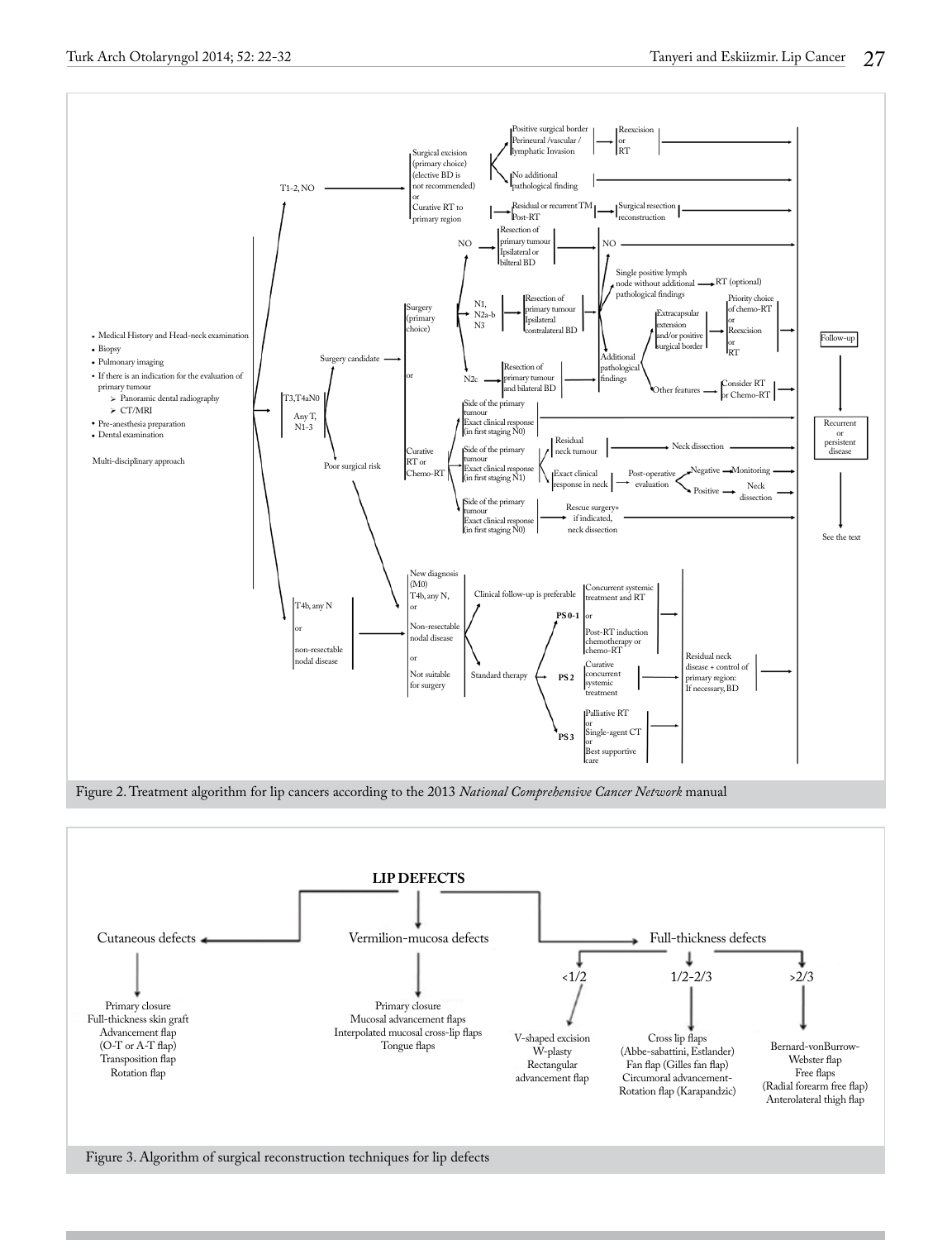- Medical History and Head-neck examination
- Biopsy
- Pulmonary imaging
- If there is an indication for the evaluation of primary tumour
  - Panoramic dental radiography
  - CT/MRI
- Pre-anesthesia preparation
- Dental examination

Multi-disciplinary approach

**T1-2, NO** → Surgical excision (primary choice) (elective BD is not recommended) or Curative RT to primary region

- Positive surgical border, Perineural /vascular / lymphatic Invasion → Reexcision or RT
- No additional pathological finding
- Residual or recurrent TM Post-RT → Surgical resection reconstruction

**T3,T4aN0 / Any T, N1-3**

Surgery candidate → Surgery (primary choice) or Curative RT or Chemo-RT

Surgery (primary choice):

- NO → Resection of primary tumour Ipsilateral or bilteral BD
- N1, N2a-b N3 → Resection of primary tumour Ipsilateral contralateral BD
- N2c → Resection of primary tumour and bilateral BD

After resection:

- NO
- Single positive lymph node without additional pathological findings → RT (optional)
- Additional pathological findings:
  - Extracapsular extension and/or positive surgical border → Priority choice of chemo-RT or Reexcision or RT
  - Other features → Consider RT or Chemo-RT

Curative RT or Chemo-RT:

- Side of the primary tumour Exact clinical response (in first staging N0)
- Side of the primary tumour Exact clinical response (in first staging N1):
  - Residual neck tumour → Neck dissection
  - Exact clinical response in neck → Post-operative evaluation → Negative → Monitoring; Positive → Neck dissection
- Side of the primary tumour Exact clinical response (in first staging N0) → Rescue surgery+ if indicated, neck dissection

Poor surgical risk

Follow-up → Recurrent or persistent disease → See the text

**T4b, any N or non-resectable nodal disease** → New diagnosis (M0) T4b, any N, or Non-resectable nodal disease or Not suitable for surgery

- Clinical follow-up is preferable
- Standard therapy:
  - PS 0-1 → Concurrent systemic treatment and RT or Post-RT induction chemotherapy or chemo-RT
  - PS 2 → Curative concurrent systemic treatment
  - PS 3 → Palliative RT or Single-agent CT or Best supportive care

→ Residual neck disease + control of primary region: If necessary, BD

Figure 2. Treatment algorithm for lip cancers according to the 2013 *National Comprehensive Cancer Network* manual

**LIP DEFECTS**

- **Cutaneous defects**: Primary closure; Full-thickness skin graft; Advancement flap (O-T or A-T flap); Transposition flap; Rotation flap
- **Vermilion-mucosa defects**: Primary closure; Mucosal advancement flaps; Interpolated mucosal cross-lip flaps; Tongue flaps
- **Full-thickness defects**:
  - <1/2: V-shaped excision; W-plasty; Rectangular advancement flap
  - 1/2-2/3: Cross lip flaps (Abbe-sabattini, Estlander); Fan flap (Gilles fan flap); Circumoral advancement-Rotation flap (Karapandzic)
  - >2/3: Bernard-vonBurrow-Webster flap; Free flaps (Radial forearm free flap); Anterolateral thigh flap

Figure 3. Algorithm of surgical reconstruction techniques for lip defects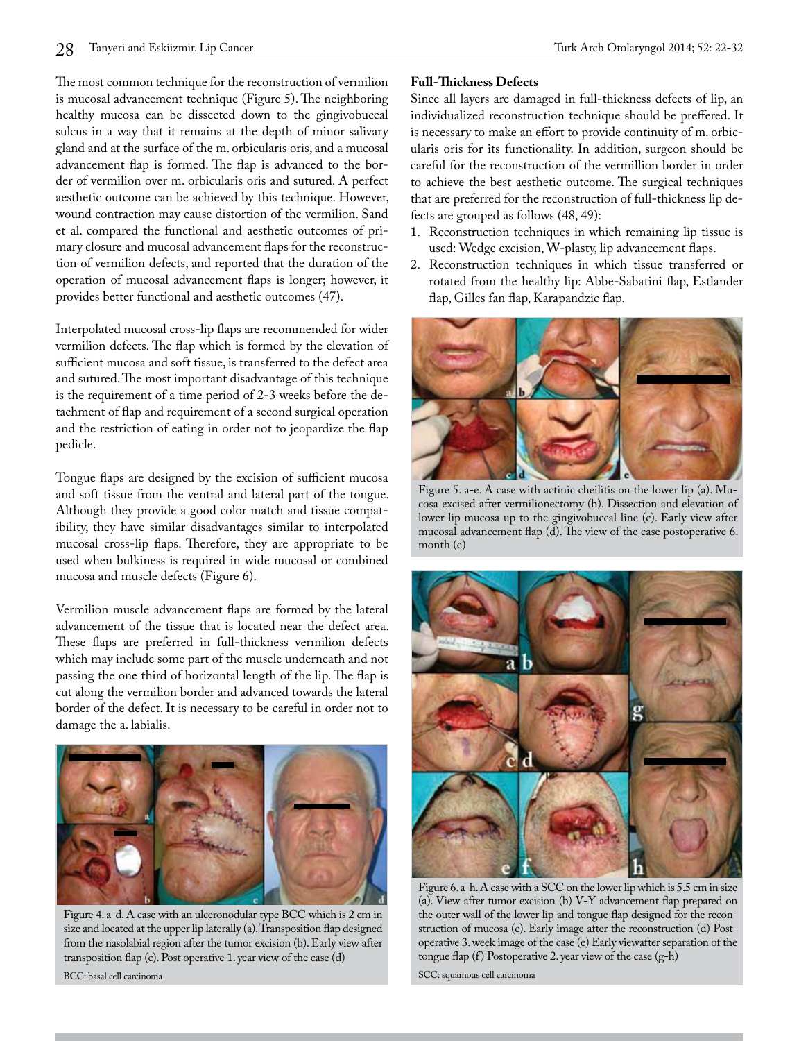The most common technique for the reconstruction of vermilion is mucosal advancement technique (Figure 5). The neighboring healthy mucosa can be dissected down to the gingivobuccal sulcus in a way that it remains at the depth of minor salivary gland and at the surface of the m. orbicularis oris, and a mucosal advancement flap is formed. The flap is advanced to the border of vermilion over m. orbicularis oris and sutured. A perfect aesthetic outcome can be achieved by this technique. However, wound contraction may cause distortion of the vermilion. Sand et al. compared the functional and aesthetic outcomes of primary closure and mucosal advancement flaps for the reconstruction of vermilion defects, and reported that the duration of the operation of mucosal advancement flaps is longer; however, it provides better functional and aesthetic outcomes (47).

Interpolated mucosal cross-lip flaps are recommended for wider vermilion defects. The flap which is formed by the elevation of sufficient mucosa and soft tissue, is transferred to the defect area and sutured. The most important disadvantage of this technique is the requirement of a time period of 2-3 weeks before the detachment of flap and requirement of a second surgical operation and the restriction of eating in order not to jeopardize the flap pedicle.

Tongue flaps are designed by the excision of sufficient mucosa and soft tissue from the ventral and lateral part of the tongue. Although they provide a good color match and tissue compatibility, they have similar disadvantages similar to interpolated mucosal cross-lip flaps. Therefore, they are appropriate to be used when bulkiness is required in wide mucosal or combined mucosa and muscle defects (Figure 6).

Vermilion muscle advancement flaps are formed by the lateral advancement of the tissue that is located near the defect area. These flaps are preferred in full-thickness vermilion defects which may include some part of the muscle underneath and not passing the one third of horizontal length of the lip. The flap is cut along the vermilion border and advanced towards the lateral border of the defect. It is necessary to be careful in order not to damage the a. labialis.

Figure 4. a-d. A case with an ulceronodular type BCC which is 2 cm in size and located at the upper lip laterally (a). Transposition flap designed from the nasolabial region after the tumor excision (b). Early view after transposition flap (c). Post operative 1. year view of the case (d)

BCC: basal cell carcinoma

### Full-Thickness Defects

Since all layers are damaged in full-thickness defects of lip, an individualized reconstruction technique should be preffered. It is necessary to make an effort to provide continuity of m. orbicularis oris for its functionality. In addition, surgeon should be careful for the reconstruction of the vermillion border in order to achieve the best aesthetic outcome. The surgical techniques that are preferred for the reconstruction of full-thickness lip defects are grouped as follows (48, 49):

1. Reconstruction techniques in which remaining lip tissue is used: Wedge excision, W-plasty, lip advancement flaps.
2. Reconstruction techniques in which tissue transferred or rotated from the healthy lip: Abbe-Sabatini flap, Estlander flap, Gilles fan flap, Karapandzic flap.

Figure 5. a-e. A case with actinic cheilitis on the lower lip (a). Mucosa excised after vermilionectomy (b). Dissection and elevation of lower lip mucosa up to the gingivobuccal line (c). Early view after mucosal advancement flap (d). The view of the case postoperative 6. month (e)

Figure 6. a-h. A case with a SCC on the lower lip which is 5.5 cm in size (a). View after tumor excision (b) V-Y advancement flap prepared on the outer wall of the lower lip and tongue flap designed for the reconstruction of mucosa (c). Early image after the reconstruction (d) Postoperative 3. week image of the case (e) Early viewafter separation of the tongue flap (f) Postoperative 2. year view of the case (g-h)

SCC: squamous cell carcinoma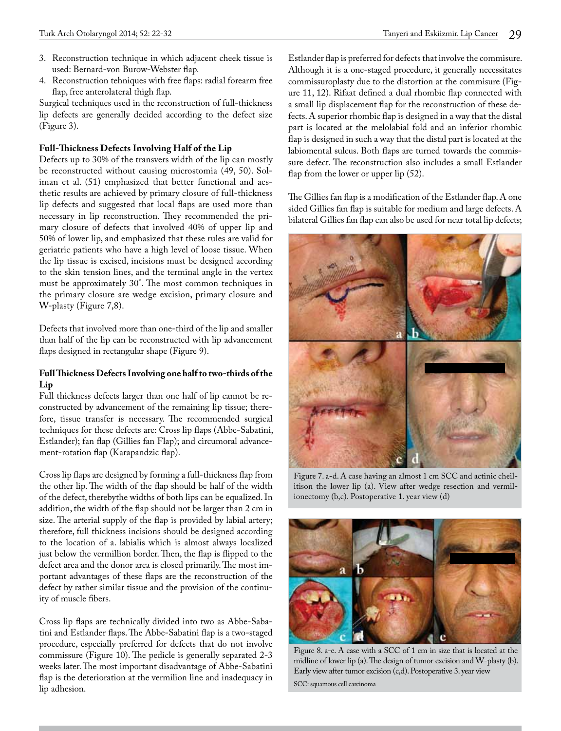3. Reconstruction technique in which adjacent cheek tissue is used: Bernard-von Burow-Webster flap.
4. Reconstruction tehniques with free flaps: radial forearm free flap, free anterolateral thigh flap.

Surgical techniques used in the reconstruction of full-thickness lip defects are generally decided according to the defect size (Figure 3).

**Full-Thickness Defects Involving Half of the Lip**

Defects up to 30% of the transvers width of the lip can mostly be reconstructed without causing microstomia (49, 50). Soliman et al. (51) emphasized that better functional and aesthetic results are achieved by primary closure of full-thickness lip defects and suggested that local flaps are used more than necessary in lip reconstruction. They recommended the primary closure of defects that involved 40% of upper lip and 50% of lower lip, and emphasized that these rules are valid for geriatric patients who have a high level of loose tissue. When the lip tissue is excised, incisions must be designed according to the skin tension lines, and the terminal angle in the vertex must be approximately 30˚. The most common techniques in the primary closure are wedge excision, primary closure and W-plasty (Figure 7,8).

Defects that involved more than one-third of the lip and smaller than half of the lip can be reconstructed with lip advancement flaps designed in rectangular shape (Figure 9).

**Full Thickness Defects Involving one half to two-thirds of the Lip**

Full thickness defects larger than one half of lip cannot be reconstructed by advancement of the remaining lip tissue; therefore, tissue transfer is necessary. The recommended surgical techniques for these defects are: Cross lip flaps (Abbe-Sabatini, Estlander); fan flap (Gillies fan Flap); and circumoral advancement-rotation flap (Karapandzic flap).

Cross lip flaps are designed by forming a full-thickness flap from the other lip. The width of the flap should be half of the width of the defect, therebythe widths of both lips can be equalized. In addition, the width of the flap should not be larger than 2 cm in size. The arterial supply of the flap is provided by labial artery; therefore, full thickness incisions should be designed according to the location of a. labialis which is almost always localized just below the vermillion border. Then, the flap is flipped to the defect area and the donor area is closed primarily. The most important advantages of these flaps are the reconstruction of the defect by rather similar tissue and the provision of the continuity of muscle fibers.

Cross lip flaps are technically divided into two as Abbe-Sabatini and Estlander flaps. The Abbe-Sabatini flap is a two-staged procedure, especially preferred for defects that do not involve commissure (Figure 10). The pedicle is generally separated 2-3 weeks later. The most important disadvantage of Abbe-Sabatini flap is the deterioration at the vermilion line and inadequacy in lip adhesion.

Estlander flap is preferred for defects that involve the commisure. Although it is a one-staged procedure, it generally necessitates commissuroplasty due to the distortion at the commisure (Figure 11, 12). Rifaat defined a dual rhombic flap connected with a small lip displacement flap for the reconstruction of these defects. A superior rhombic flap is designed in a way that the distal part is located at the melolabial fold and an inferior rhombic flap is designed in such a way that the distal part is located at the labiomental sulcus. Both flaps are turned towards the commissure defect. The reconstruction also includes a small Estlander flap from the lower or upper lip (52).

The Gillies fan flap is a modification of the Estlander flap. A one sided Gillies fan flap is suitable for medium and large defects. A bilateral Gillies fan flap can also be used for near total lip defects;

Figure 7. a-d. A case having an almost 1 cm SCC and actinic cheilitison the lower lip (a). View after wedge resection and vermilionectomy (b,c). Postoperative 1. year view (d)

Figure 8. a-e. A case with a SCC of 1 cm in size that is located at the midline of lower lip (a). The design of tumor excision and W-plasty (b). Early view after tumor excision (c,d). Postoperative 3. year view

SCC: squamous cell carcinoma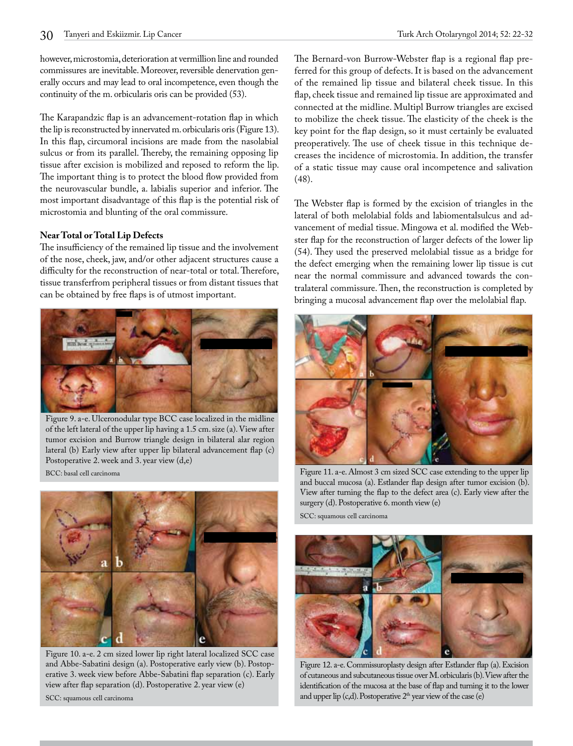however, microstomia, deterioration at vermillion line and rounded commissures are inevitable. Moreover, reversible denervation generally occurs and may lead to oral incompetence, even though the continuity of the m. orbicularis oris can be provided (53).

The Karapandzic flap is an advancement-rotation flap in which the lip is reconstructed by innervated m. orbicularis oris (Figure 13). In this flap, circumoral incisions are made from the nasolabial sulcus or from its parallel. Thereby, the remaining opposing lip tissue after excision is mobilized and reposed to reform the lip. The important thing is to protect the blood flow provided from the neurovascular bundle, a. labialis superior and inferior. The most important disadvantage of this flap is the potential risk of microstomia and blunting of the oral commissure.

**Near Total or Total Lip Defects**

The insufficiency of the remained lip tissue and the involvement of the nose, cheek, jaw, and/or other adjacent structures cause a difficulty for the reconstruction of near-total or total. Therefore, tissue transferfrom peripheral tissues or from distant tissues that can be obtained by free flaps is of utmost important.

Figure 9. a-e. Ulceronodular type BCC case localized in the midline of the left lateral of the upper lip having a 1.5 cm. size (a). View after tumor excision and Burrow triangle design in bilateral alar region lateral (b) Early view after upper lip bilateral advancement flap (c) Postoperative 2. week and 3. year view (d,e)

BCC: basal cell carcinoma

Figure 10. a-e. 2 cm sized lower lip right lateral localized SCC case and Abbe-Sabatini design (a). Postoperative early view (b). Postoperative 3. week view before Abbe-Sabatini flap separation (c). Early view after flap separation (d). Postoperative 2. year view (e)

SCC: squamous cell carcinoma

The Bernard-von Burrow-Webster flap is a regional flap preferred for this group of defects. It is based on the advancement of the remained lip tissue and bilateral cheek tissue. In this flap, cheek tissue and remained lip tissue are approximated and connected at the midline. Multipl Burrow triangles are excised to mobilize the cheek tissue. The elasticity of the cheek is the key point for the flap design, so it must certainly be evaluated preoperatively. The use of cheek tissue in this technique decreases the incidence of microstomia. In addition, the transfer of a static tissue may cause oral incompetence and salivation (48).

The Webster flap is formed by the excision of triangles in the lateral of both melolabial folds and labiomentalsulcus and advancement of medial tissue. Mingowa et al. modified the Webster flap for the reconstruction of larger defects of the lower lip (54). They used the preserved melolabial tissue as a bridge for the defect emerging when the remaining lower lip tissue is cut near the normal commissure and advanced towards the contralateral commissure. Then, the reconstruction is completed by bringing a mucosal advancement flap over the melolabial flap.

Figure 11. a-e. Almost 3 cm sized SCC case extending to the upper lip and buccal mucosa (a). Estlander flap design after tumor excision (b). View after turning the flap to the defect area (c). Early view after the surgery (d). Postoperative 6. month view (e)

SCC: squamous cell carcinoma

Figure 12. a-e. Commissuroplasty design after Estlander flap (a). Excision of cutaneous and subcutaneous tissue over M. orbicularis (b). View after the identification of the mucosa at the base of flap and turning it to the lower and upper lip (c,d). Postoperative 2[th] year view of the case (e)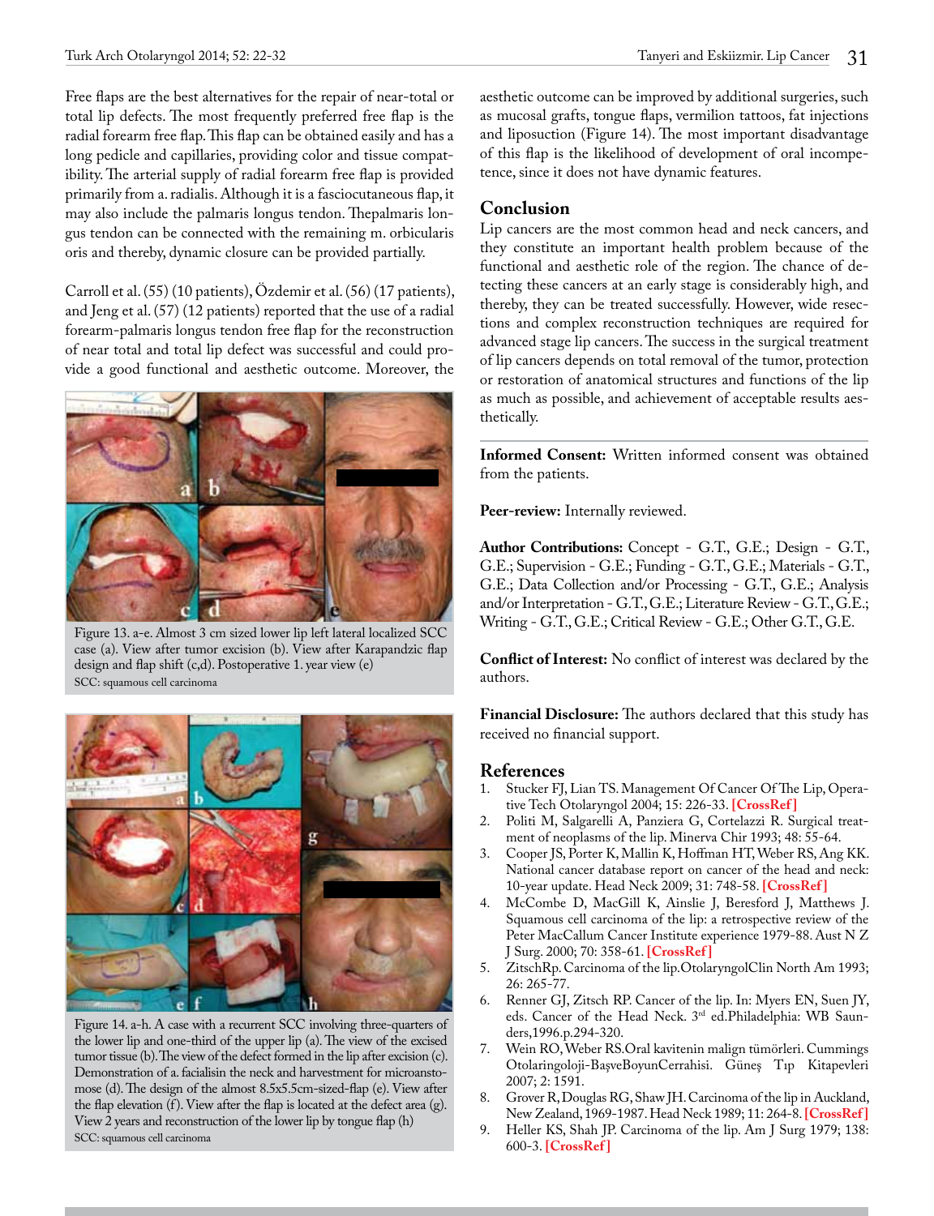Free flaps are the best alternatives for the repair of near-total or total lip defects. The most frequently preferred free flap is the radial forearm free flap. This flap can be obtained easily and has a long pedicle and capillaries, providing color and tissue compatibility. The arterial supply of radial forearm free flap is provided primarily from a. radialis. Although it is a fasciocutaneous flap, it may also include the palmaris longus tendon. Thepalmaris longus tendon can be connected with the remaining m. orbicularis oris and thereby, dynamic closure can be provided partially.

Carroll et al. (55) (10 patients), Özdemir et al. (56) (17 patients), and Jeng et al. (57) (12 patients) reported that the use of a radial forearm-palmaris longus tendon free flap for the reconstruction of near total and total lip defect was successful and could provide a good functional and aesthetic outcome. Moreover, the aesthetic outcome can be improved by additional surgeries, such as mucosal grafts, tongue flaps, vermilion tattoos, fat injections and liposuction (Figure 14). The most important disadvantage of this flap is the likelihood of development of oral incompetence, since it does not have dynamic features.

Figure 13. a-e. Almost 3 cm sized lower lip left lateral localized SCC case (a). View after tumor excision (b). View after Karapandzic flap design and flap shift (c,d). Postoperative 1. year view (e)
SCC: squamous cell carcinoma

Figure 14. a-h. A case with a recurrent SCC involving three-quarters of the lower lip and one-third of the upper lip (a). The view of the excised tumor tissue (b). The view of the defect formed in the lip after excision (c). Demonstration of a. facialisin the neck and harvestment for microanstomose (d). The design of the almost 8.5x5.5cm-sized-flap (e). View after the flap elevation (f). View after the flap is located at the defect area (g). View 2 years and reconstruction of the lower lip by tongue flap (h)
SCC: squamous cell carcinoma

## Conclusion

Lip cancers are the most common head and neck cancers, and they constitute an important health problem because of the functional and aesthetic role of the region. The chance of detecting these cancers at an early stage is considerably high, and thereby, they can be treated successfully. However, wide resections and complex reconstruction techniques are required for advanced stage lip cancers. The success in the surgical treatment of lip cancers depends on total removal of the tumor, protection or restoration of anatomical structures and functions of the lip as much as possible, and achievement of acceptable results aesthetically.

**Informed Consent:** Written informed consent was obtained from the patients.

**Peer-review:** Internally reviewed.

**Author Contributions:** Concept - G.T., G.E.; Design - G.T., G.E.; Supervision - G.E.; Funding - G.T., G.E.; Materials - G.T., G.E.; Data Collection and/or Processing - G.T., G.E.; Analysis and/or Interpretation - G.T., G.E.; Literature Review - G.T., G.E.; Writing - G.T., G.E.; Critical Review - G.E.; Other G.T., G.E.

**Conflict of Interest:** No conflict of interest was declared by the authors.

**Financial Disclosure:** The authors declared that this study has received no financial support.

## References

1. Stucker FJ, Lian TS. Management Of Cancer Of The Lip, Operative Tech Otolaryngol 2004; 15: 226-33. [CrossRef]
2. Politi M, Salgarelli A, Panziera G, Cortelazzi R. Surgical treatment of neoplasms of the lip. Minerva Chir 1993; 48: 55-64.
3. Cooper JS, Porter K, Mallin K, Hoffman HT, Weber RS, Ang KK. National cancer database report on cancer of the head and neck: 10-year update. Head Neck 2009; 31: 748-58. [CrossRef]
4. McCombe D, MacGill K, Ainslie J, Beresford J, Matthews J. Squamous cell carcinoma of the lip: a retrospective review of the Peter MacCallum Cancer Institute experience 1979-88. Aust N Z J Surg. 2000; 70: 358-61. [CrossRef]
5. ZitschRp. Carcinoma of the lip.OtolaryngolClin North Am 1993; 26: 265-77.
6. Renner GJ, Zitsch RP. Cancer of the lip. In: Myers EN, Suen JY, eds. Cancer of the Head Neck. 3rd ed.Philadelphia: WB Saunders,1996.p.294-320.
7. Wein RO, Weber RS.Oral kavitenin malign tümörleri. Cummings Otolaringoloji-BaşveBoyunCerrahisi. Güneş Tıp Kitapevleri 2007; 2: 1591.
8. Grover R, Douglas RG, Shaw JH. Carcinoma of the lip in Auckland, New Zealand, 1969-1987. Head Neck 1989; 11: 264-8. [CrossRef]
9. Heller KS, Shah JP. Carcinoma of the lip. Am J Surg 1979; 138: 600-3. [CrossRef]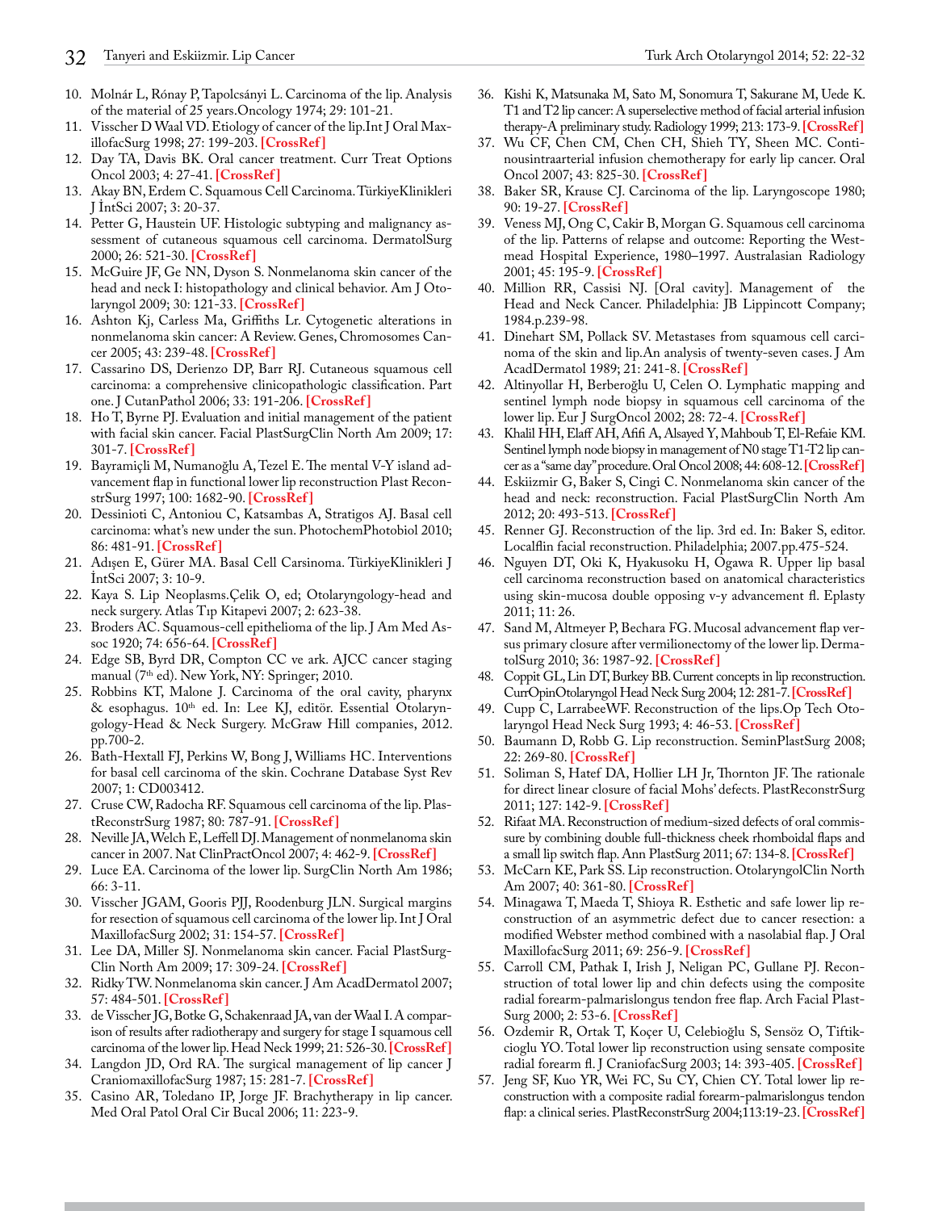10. Molnár L, Rónay P, Tapolcsányi L. Carcinoma of the lip. Analysis of the material of 25 years.Oncology 1974; 29: 101-21.
11. Visscher D Waal VD. Etiology of cancer of the lip.Int J Oral MaxillofacSurg 1998; 27: 199-203. [CrossRef]
12. Day TA, Davis BK. Oral cancer treatment. Curr Treat Options Oncol 2003; 4: 27-41. [CrossRef]
13. Akay BN, Erdem C. Squamous Cell Carcinoma. TürkiyeKlinikleri J İntSci 2007; 3: 20-37.
14. Petter G, Haustein UF. Histologic subtyping and malignancy assessment of cutaneous squamous cell carcinoma. DermatolSurg 2000; 26: 521-30. [CrossRef]
15. McGuire JF, Ge NN, Dyson S. Nonmelanoma skin cancer of the head and neck I: histopathology and clinical behavior. Am J Otolaryngol 2009; 30: 121-33. [CrossRef]
16. Ashton Kj, Carless Ma, Griffiths Lr. Cytogenetic alterations in nonmelanoma skin cancer: A Review. Genes, Chromosomes Cancer 2005; 43: 239-48. [CrossRef]
17. Cassarino DS, Derienzo DP, Barr RJ. Cutaneous squamous cell carcinoma: a comprehensive clinicopathologic classification. Part one. J CutanPathol 2006; 33: 191-206. [CrossRef]
18. Ho T, Byrne PJ. Evaluation and initial management of the patient with facial skin cancer. Facial PlastSurgClin North Am 2009; 17: 301-7. [CrossRef]
19. Bayramiçli M, Numanoğlu A, Tezel E. The mental V-Y island advancement flap in functional lower lip reconstruction Plast ReconstrSurg 1997; 100: 1682-90. [CrossRef]
20. Dessinioti C, Antoniou C, Katsambas A, Stratigos AJ. Basal cell carcinoma: what's new under the sun. PhotochemPhotobiol 2010; 86: 481-91. [CrossRef]
21. Adışen E, Gürer MA. Basal Cell Carsinoma. TürkiyeKlinikleri J İntSci 2007; 3: 10-9.
22. Kaya S. Lip Neoplasms.Çelik O, ed; Otolaryngology-head and neck surgery. Atlas Tıp Kitapevi 2007; 2: 623-38.
23. Broders AC. Squamous-cell epithelioma of the lip. J Am Med Assoc 1920; 74: 656-64. [CrossRef]
24. Edge SB, Byrd DR, Compton CC ve ark. AJCC cancer staging manual (7th ed). New York, NY: Springer; 2010.
25. Robbins KT, Malone J. Carcinoma of the oral cavity, pharynx & esophagus. 10th ed. In: Lee KJ, editör. Essential Otolaryngology-Head & Neck Surgery. McGraw Hill companies, 2012. pp.700-2.
26. Bath-Hextall FJ, Perkins W, Bong J, Williams HC. Interventions for basal cell carcinoma of the skin. Cochrane Database Syst Rev 2007; 1: CD003412.
27. Cruse CW, Radocha RF. Squamous cell carcinoma of the lip. PlastReconstrSurg 1987; 80: 787-91. [CrossRef]
28. Neville JA, Welch E, Leffell DJ. Management of nonmelanoma skin cancer in 2007. Nat ClinPractOncol 2007; 4: 462-9. [CrossRef]
29. Luce EA. Carcinoma of the lower lip. SurgClin North Am 1986; 66: 3-11.
30. Visscher JGAM, Gooris PJJ, Roodenburg JLN. Surgical margins for resection of squamous cell carcinoma of the lower lip. Int J Oral MaxillofacSurg 2002; 31: 154-57. [CrossRef]
31. Lee DA, Miller SJ. Nonmelanoma skin cancer. Facial PlastSurgClin North Am 2009; 17: 309-24. [CrossRef]
32. Ridky TW. Nonmelanoma skin cancer. J Am AcadDermatol 2007; 57: 484-501. [CrossRef]
33. de Visscher JG, Botke G, Schakenraad JA, van der Waal I. A comparison of results after radiotherapy and surgery for stage I squamous cell carcinoma of the lower lip. Head Neck 1999; 21: 526-30. [CrossRef]
34. Langdon JD, Ord RA. The surgical management of lip cancer J CraniomaxillofacSurg 1987; 15: 281-7. [CrossRef]
35. Casino AR, Toledano IP, Jorge JF. Brachytherapy in lip cancer. Med Oral Patol Oral Cir Bucal 2006; 11: 223-9.
36. Kishi K, Matsunaka M, Sato M, Sonomura T, Sakurane M, Uede K. T1 and T2 lip cancer: A superselective method of facial arterial infusion therapy-A preliminary study. Radiology 1999; 213: 173-9. [CrossRef]
37. Wu CF, Chen CM, Chen CH, Shieh TY, Sheen MC. Continousintraarterial infusion chemotherapy for early lip cancer. Oral Oncol 2007; 43: 825-30. [CrossRef]
38. Baker SR, Krause CJ. Carcinoma of the lip. Laryngoscope 1980; 90: 19-27. [CrossRef]
39. Veness MJ, Ong C, Cakir B, Morgan G. Squamous cell carcinoma of the lip. Patterns of relapse and outcome: Reporting the Westmead Hospital Experience, 1980–1997. Australasian Radiology 2001; 45: 195-9. [CrossRef]
40. Million RR, Cassisi NJ. [Oral cavity]. Management of the Head and Neck Cancer. Philadelphia: JB Lippincott Company; 1984.p.239-98.
41. Dinehart SM, Pollack SV. Metastases from squamous cell carcinoma of the skin and lip.An analysis of twenty-seven cases. J Am AcadDermatol 1989; 21: 241-8. [CrossRef]
42. Altinyollar H, Berberoğlu U, Celen O. Lymphatic mapping and sentinel lymph node biopsy in squamous cell carcinoma of the lower lip. Eur J SurgOncol 2002; 28: 72-4. [CrossRef]
43. Khalil HH, Elaff AH, Afifi A, Alsayed Y, Mahboub T, El-Refaie KM. Sentinel lymph node biopsy in management of N0 stage T1-T2 lip cancer as a "same day" procedure. Oral Oncol 2008; 44: 608-12. [CrossRef]
44. Eskiizmir G, Baker S, Cingi C. Nonmelanoma skin cancer of the head and neck: reconstruction. Facial PlastSurgClin North Am 2012; 20: 493-513. [CrossRef]
45. Renner GJ. Reconstruction of the lip. 3rd ed. In: Baker S, editor. Localflin facial reconstruction. Philadelphia; 2007.pp.475-524.
46. Nguyen DT, Oki K, Hyakusoku H, Ogawa R. Upper lip basal cell carcinoma reconstruction based on anatomical characteristics using skin-mucosa double opposing v-y advancement fl. Eplasty 2011; 11: 26.
47. Sand M, Altmeyer P, Bechara FG. Mucosal advancement flap versus primary closure after vermilionectomy of the lower lip. DermatolSurg 2010; 36: 1987-92. [CrossRef]
48. Coppit GL, Lin DT, Burkey BB. Current concepts in lip reconstruction. CurrOpinOtolaryngol Head Neck Surg 2004; 12: 281-7. [CrossRef]
49. Cupp C, LarrabeeWF. Reconstruction of the lips.Op Tech Otolaryngol Head Neck Surg 1993; 4: 46-53. [CrossRef]
50. Baumann D, Robb G. Lip reconstruction. SeminPlastSurg 2008; 22: 269-80. [CrossRef]
51. Soliman S, Hatef DA, Hollier LH Jr, Thornton JF. The rationale for direct linear closure of facial Mohs' defects. PlastReconstrSurg 2011; 127: 142-9. [CrossRef]
52. Rifaat MA. Reconstruction of medium-sized defects of oral commissure by combining double full-thickness cheek rhomboidal flaps and a small lip switch flap. Ann PlastSurg 2011; 67: 134-8. [CrossRef]
53. McCarn KE, Park SS. Lip reconstruction. OtolaryngolClin North Am 2007; 40: 361-80. [CrossRef]
54. Minagawa T, Maeda T, Shioya R. Esthetic and safe lower lip reconstruction of an asymmetric defect due to cancer resection: a modified Webster method combined with a nasolabial flap. J Oral MaxillofacSurg 2011; 69: 256-9. [CrossRef]
55. Carroll CM, Pathak I, Irish J, Neligan PC, Gullane PJ. Reconstruction of total lower lip and chin defects using the composite radial forearm-palmarislongus tendon free flap. Arch Facial PlastSurg 2000; 2: 53-6. [CrossRef]
56. Ozdemir R, Ortak T, Koçer U, Celebioğlu S, Sensöz O, Tiftikcioglu YO. Total lower lip reconstruction using sensate composite radial forearm fl. J CraniofacSurg 2003; 14: 393-405. [CrossRef]
57. Jeng SF, Kuo YR, Wei FC, Su CY, Chien CY. Total lower lip reconstruction with a composite radial forearm-palmarislongus tendon flap: a clinical series. PlastReconstrSurg 2004;113:19-23. [CrossRef]